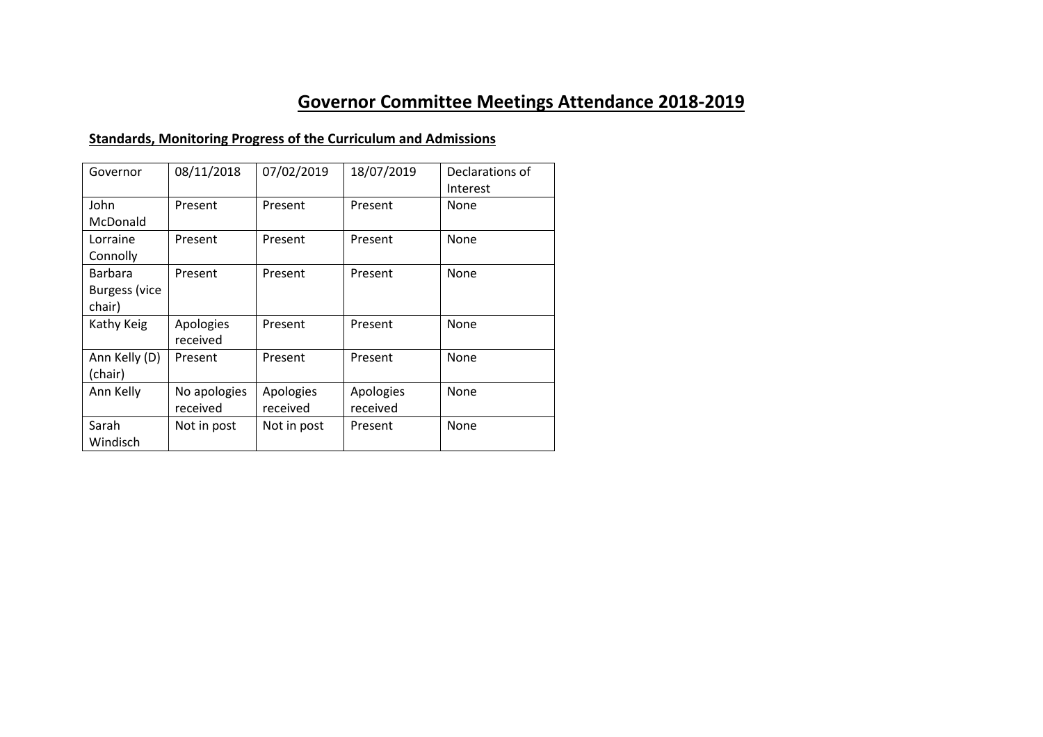# Governor Committee Meetings Attendance 2018-2019

## Standards, Monitoring Progress of the Curriculum and Admissions

| Governor | 08/11/2018 | 07/02/2019 | 18/07/2019 | Declarations of Interest |
|---|---|---|---|---|
| John McDonald | Present | Present | Present | None |
| Lorraine Connolly | Present | Present | Present | None |
| Barbara Burgess (vice chair) | Present | Present | Present | None |
| Kathy Keig | Apologies received | Present | Present | None |
| Ann Kelly (D) (chair) | Present | Present | Present | None |
| Ann Kelly | No apologies received | Apologies received | Apologies received | None |
| Sarah Windisch | Not in post | Not in post | Present | None |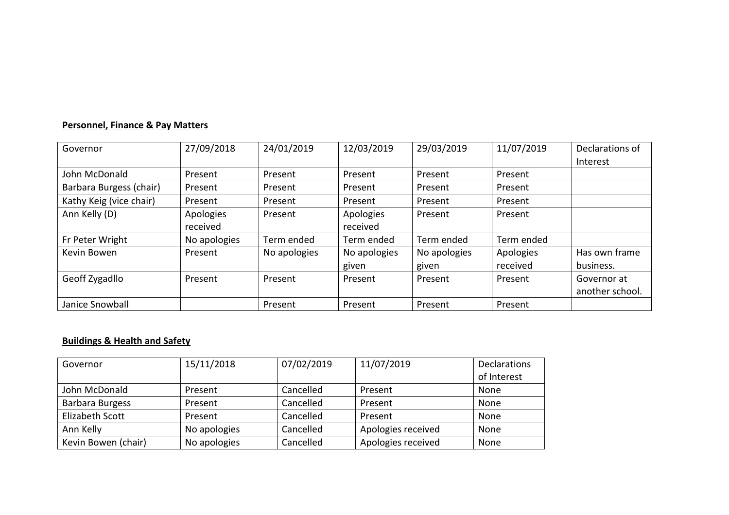**Personnel, Finance & Pay Matters**

| Governor | 27/09/2018 | 24/01/2019 | 12/03/2019 | 29/03/2019 | 11/07/2019 | Declarations of Interest |
|---|---|---|---|---|---|---|
| John McDonald | Present | Present | Present | Present | Present | |
| Barbara Burgess (chair) | Present | Present | Present | Present | Present | |
| Kathy Keig (vice chair) | Present | Present | Present | Present | Present | |
| Ann Kelly (D) | Apologies received | Present | Apologies received | Present | Present | |
| Fr Peter Wright | No apologies | Term ended | Term ended | Term ended | Term ended | |
| Kevin Bowen | Present | No apologies | No apologies given | No apologies given | Apologies received | Has own frame business. |
| Geoff Zygadllo | Present | Present | Present | Present | Present | Governor at another school. |
| Janice Snowball | | Present | Present | Present | Present | |

**Buildings & Health and Safety**

| Governor | 15/11/2018 | 07/02/2019 | 11/07/2019 | Declarations of Interest |
|---|---|---|---|---|
| John McDonald | Present | Cancelled | Present | None |
| Barbara Burgess | Present | Cancelled | Present | None |
| Elizabeth Scott | Present | Cancelled | Present | None |
| Ann Kelly | No apologies | Cancelled | Apologies received | None |
| Kevin Bowen (chair) | No apologies | Cancelled | Apologies received | None |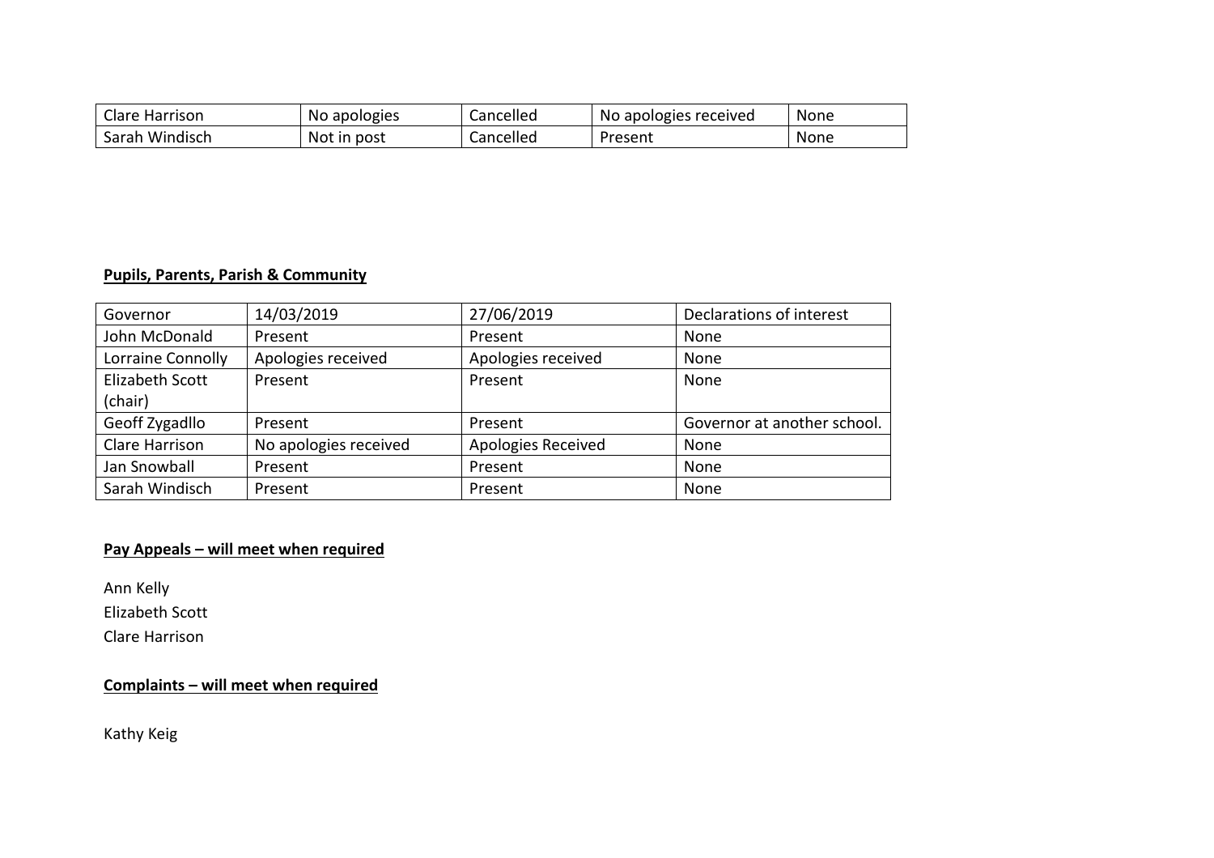| | | | | |
|---|---|---|---|---|
| Clare Harrison | No apologies | Cancelled | No apologies received | None |
| Sarah Windisch | Not in post | Cancelled | Present | None |

**Pupils, Parents, Parish & Community**

| Governor | 14/03/2019 | 27/06/2019 | Declarations of interest |
|---|---|---|---|
| John McDonald | Present | Present | None |
| Lorraine Connolly | Apologies received | Apologies received | None |
| Elizabeth Scott (chair) | Present | Present | None |
| Geoff Zygadllo | Present | Present | Governor at another school. |
| Clare Harrison | No apologies received | Apologies Received | None |
| Jan Snowball | Present | Present | None |
| Sarah Windisch | Present | Present | None |

**Pay Appeals – will meet when required**

Ann Kelly
Elizabeth Scott
Clare Harrison

**Complaints – will meet when required**

Kathy Keig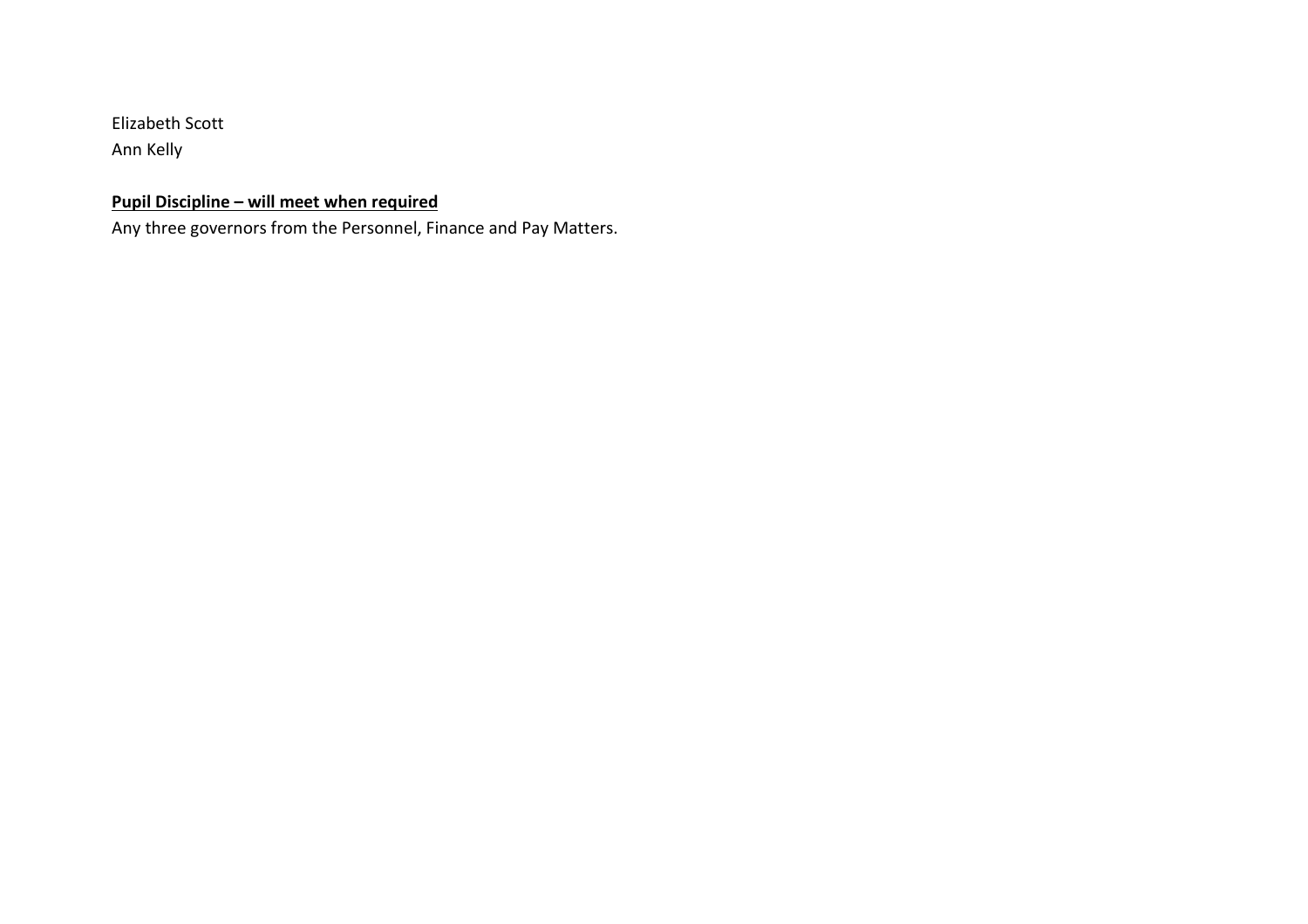Elizabeth Scott
Ann Kelly

**<u>Pupil Discipline – will meet when required</u>**

Any three governors from the Personnel, Finance and Pay Matters.